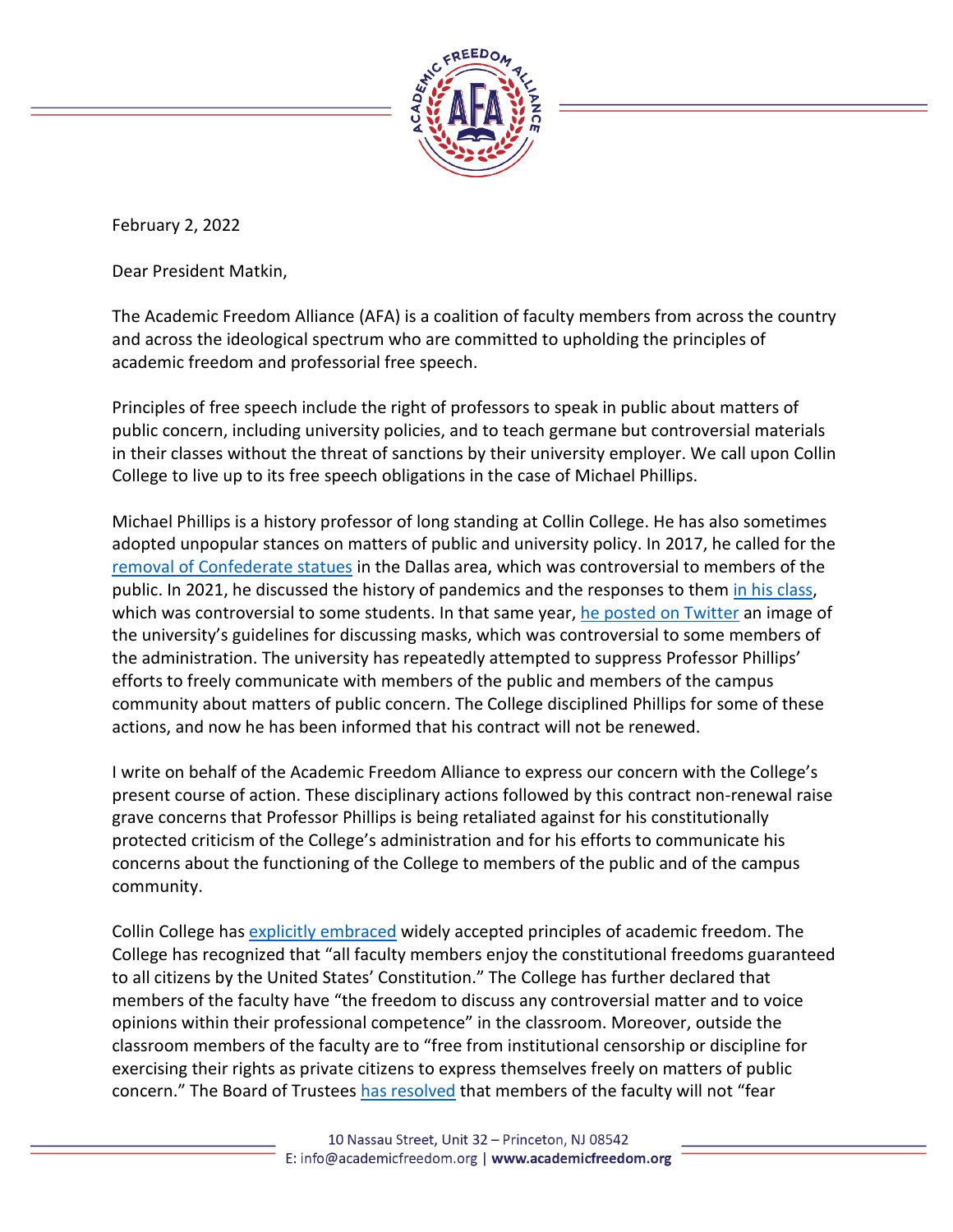February 2, 2022

Dear President Matkin,

The Academic Freedom Alliance (AFA) is a coalition of faculty members from across the country and across the ideological spectrum who are committed to upholding the principles of academic freedom and professorial free speech.

Principles of free speech include the right of professors to speak in public about matters of public concern, including university policies, and to teach germane but controversial materials in their classes without the threat of sanctions by their university employer. We call upon Collin College to live up to its free speech obligations in the case of Michael Phillips.

Michael Phillips is a history professor of long standing at Collin College. He has also sometimes adopted unpopular stances on matters of public and university policy. In 2017, he called for the removal of Confederate statues in the Dallas area, which was controversial to members of the public. In 2021, he discussed the history of pandemics and the responses to them in his class, which was controversial to some students. In that same year, he posted on Twitter an image of the university's guidelines for discussing masks, which was controversial to some members of the administration. The university has repeatedly attempted to suppress Professor Phillips' efforts to freely communicate with members of the public and members of the campus community about matters of public concern. The College disciplined Phillips for some of these actions, and now he has been informed that his contract will not be renewed.

I write on behalf of the Academic Freedom Alliance to express our concern with the College's present course of action. These disciplinary actions followed by this contract non-renewal raise grave concerns that Professor Phillips is being retaliated against for his constitutionally protected criticism of the College's administration and for his efforts to communicate his concerns about the functioning of the College to members of the public and of the campus community.

Collin College has explicitly embraced widely accepted principles of academic freedom. The College has recognized that "all faculty members enjoy the constitutional freedoms guaranteed to all citizens by the United States' Constitution." The College has further declared that members of the faculty have "the freedom to discuss any controversial matter and to voice opinions within their professional competence" in the classroom. Moreover, outside the classroom members of the faculty are to "free from institutional censorship or discipline for exercising their rights as private citizens to express themselves freely on matters of public concern." The Board of Trustees has resolved that members of the faculty will not "fear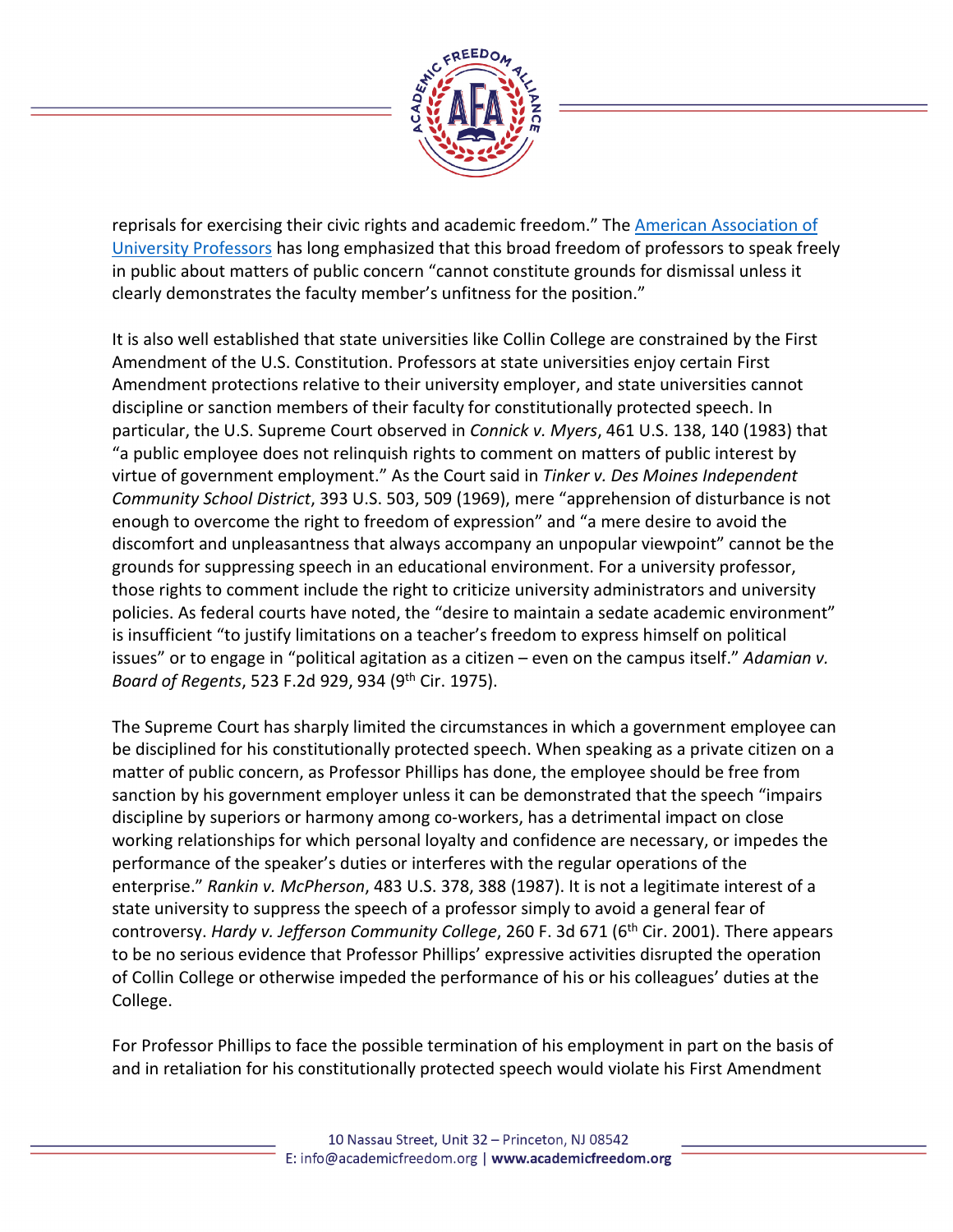reprisals for exercising their civic rights and academic freedom." The [American Association of University Professors](#) has long emphasized that this broad freedom of professors to speak freely in public about matters of public concern "cannot constitute grounds for dismissal unless it clearly demonstrates the faculty member's unfitness for the position."

It is also well established that state universities like Collin College are constrained by the First Amendment of the U.S. Constitution. Professors at state universities enjoy certain First Amendment protections relative to their university employer, and state universities cannot discipline or sanction members of their faculty for constitutionally protected speech. In particular, the U.S. Supreme Court observed in *Connick v. Myers*, 461 U.S. 138, 140 (1983) that "a public employee does not relinquish rights to comment on matters of public interest by virtue of government employment." As the Court said in *Tinker v. Des Moines Independent Community School District*, 393 U.S. 503, 509 (1969), mere "apprehension of disturbance is not enough to overcome the right to freedom of expression" and "a mere desire to avoid the discomfort and unpleasantness that always accompany an unpopular viewpoint" cannot be the grounds for suppressing speech in an educational environment. For a university professor, those rights to comment include the right to criticize university administrators and university policies. As federal courts have noted, the "desire to maintain a sedate academic environment" is insufficient "to justify limitations on a teacher's freedom to express himself on political issues" or to engage in "political agitation as a citizen – even on the campus itself." *Adamian v. Board of Regents*, 523 F.2d 929, 934 (9th Cir. 1975).

The Supreme Court has sharply limited the circumstances in which a government employee can be disciplined for his constitutionally protected speech. When speaking as a private citizen on a matter of public concern, as Professor Phillips has done, the employee should be free from sanction by his government employer unless it can be demonstrated that the speech "impairs discipline by superiors or harmony among co-workers, has a detrimental impact on close working relationships for which personal loyalty and confidence are necessary, or impedes the performance of the speaker's duties or interferes with the regular operations of the enterprise." *Rankin v. McPherson*, 483 U.S. 378, 388 (1987). It is not a legitimate interest of a state university to suppress the speech of a professor simply to avoid a general fear of controversy. *Hardy v. Jefferson Community College*, 260 F. 3d 671 (6th Cir. 2001). There appears to be no serious evidence that Professor Phillips' expressive activities disrupted the operation of Collin College or otherwise impeded the performance of his or his colleagues' duties at the College.

For Professor Phillips to face the possible termination of his employment in part on the basis of and in retaliation for his constitutionally protected speech would violate his First Amendment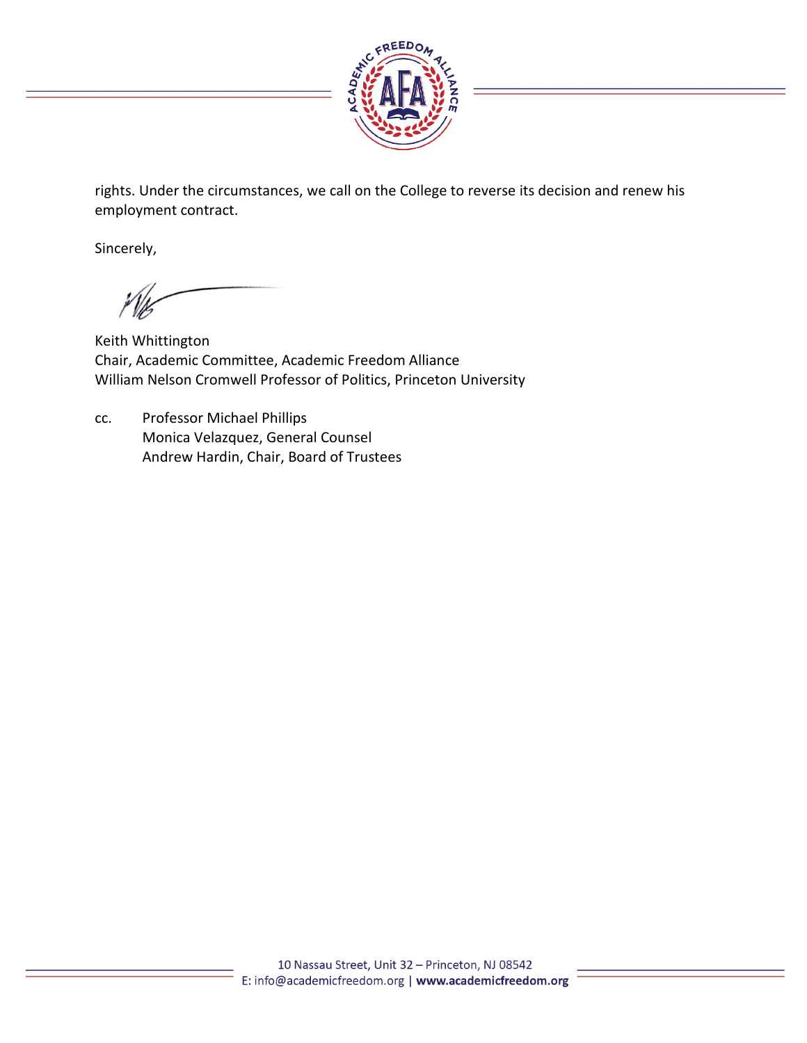rights. Under the circumstances, we call on the College to reverse its decision and renew his employment contract.

Sincerely,

Keith Whittington
Chair, Academic Committee, Academic Freedom Alliance
William Nelson Cromwell Professor of Politics, Princeton University

cc. Professor Michael Phillips
Monica Velazquez, General Counsel
Andrew Hardin, Chair, Board of Trustees